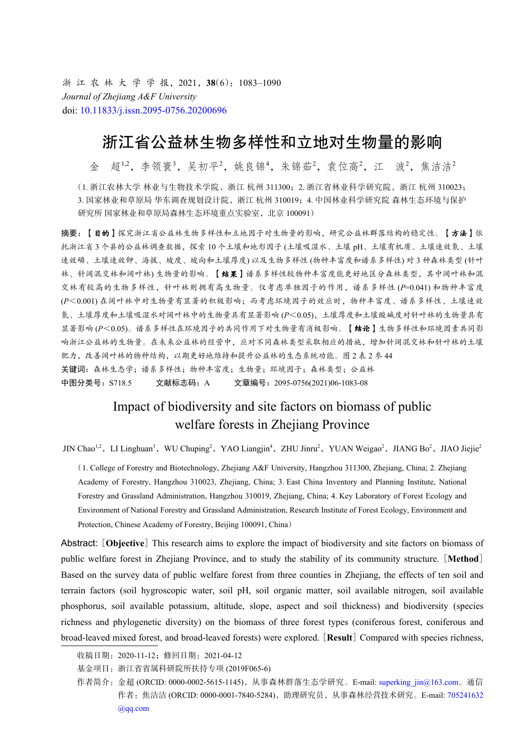浙 江 农 林 大 学 学 报，2021，**38**(6)：1083−1090

*Journal of Zhejiang A&F University*

doi: 10.11833/j.issn.2095-0756.20200696

# 浙江省公益林生物多样性和立地对生物量的影响

金　超[1,2]，李领寰[3]，吴初平[2]，姚良锦[4]，朱锦茹[2]，袁位高[2]，江　波[2]，焦洁洁[2]

（1. 浙江农林大学 林业与生物技术学院，浙江 杭州 311300；2. 浙江省林业科学研究院，浙江 杭州 310023；3. 国家林业和草原局 华东调查规划设计院，浙江 杭州 310019；4. 中国林业科学研究院 森林生态环境与保护研究所 国家林业和草原局森林生态环境重点实验室，北京 100091）

**摘要：**【**目的**】探究浙江省公益林生物多样性和立地因子对生物量的影响，研究公益林群落结构的稳定性。【**方法**】依托浙江省 3 个县的公益林调查数据，探索 10 个土壤和地形因子 (土壤吸湿水、土壤 pH、土壤有机质、土壤速效氮、土壤速效磷、土壤速效钾、海拔、坡度、坡向和土壤厚度) 以及生物多样性 (物种丰富度和谱系多样性) 对 3 种森林类型 (针叶林、针阔混交林和阔叶林) 生物量的影响。【**结果**】谱系多样性较物种丰富度能更好地区分森林类型，其中阔叶林和混交林有较高的生物多样性，针叶林则拥有高生物量。仅考虑单独因子的作用，谱系多样性 ($P$=0.041) 和物种丰富度 ($P$<0.001) 在阔叶林中对生物量有显著的积极影响；而考虑环境因子的效应时，物种丰富度、谱系多样性、土壤速效氮、土壤厚度和土壤吸湿水对阔叶林中的生物量具有显著影响 ($P$<0.05)，土壤厚度和土壤酸碱度对针叶林的生物量具有显著影响 ($P$<0.05)。谱系多样性在环境因子的共同作用下对生物量有消极影响。【**结论**】生物多样性和环境因素共同影响浙江公益林的生物量。在未来公益林的经营中，应对不同森林类型采取相应的措施，增加针阔混交林和针叶林的土壤肥力，改善阔叶林的物种结构，以期更好地维持和提升公益林的生态系统功能。图 2 表 2 参 44

**关键词：**森林生态学；谱系多样性；物种丰富度；生物量；环境因子；森林类型；公益林

**中图分类号：**S718.5　　**文献标志码：**A　　**文章编号：**2095-0756(2021)06-1083-08

# Impact of biodiversity and site factors on biomass of public welfare forests in Zhejiang Province

JIN Chao[1,2], LI Linghuan[3], WU Chuping[2], YAO Liangjin[4], ZHU Jinru[2], YUAN Weigao[2], JIANG Bo[2], JIAO Jiejie[2]

（1. College of Forestry and Biotechnology, Zhejiang A&F University, Hangzhou 311300, Zhejiang, China; 2. Zhejiang Academy of Forestry, Hangzhou 310023, Zhejiang, China; 3. East China Inventory and Planning Institute, National Forestry and Grassland Administration, Hangzhou 310019, Zhejiang, China; 4. Key Laboratory of Forest Ecology and Environment of National Forestry and Grassland Administration, Research Institute of Forest Ecology, Environment and Protection, Chinese Academy of Forestry, Beijing 100091, China）

Abstract: [**Objective**] This research aims to explore the impact of biodiversity and site factors on biomass of public welfare forest in Zhejiang Province, and to study the stability of its community structure. [**Method**] Based on the survey data of public welfare forest from three counties in Zhejiang, the effects of ten soil and terrain factors (soil hygroscopic water, soil pH, soil organic matter, soil available nitrogen, soil available phosphorus, soil available potassium, altitude, slope, aspect and soil thickness) and biodiversity (species richness and phylogenetic diversity) on the biomass of three forest types (coniferous forest, coniferous and broad-leaved mixed forest, and broad-leaved forests) were explored. [**Result**] Compared with species richness,

---

收稿日期：2020-11-12；修回日期：2021-04-12

基金项目：浙江省省属科研院所扶持专项 (2019F065-6)

作者简介：金超 (ORCID: 0000-0002-5615-1145)，从事森林群落生态学研究。E-mail: superking_jin@163.com。通信作者：焦洁洁 (ORCID: 0000-0001-7840-5284)，助理研究员，从事森林经营技术研究。E-mail: 705241632@qq.com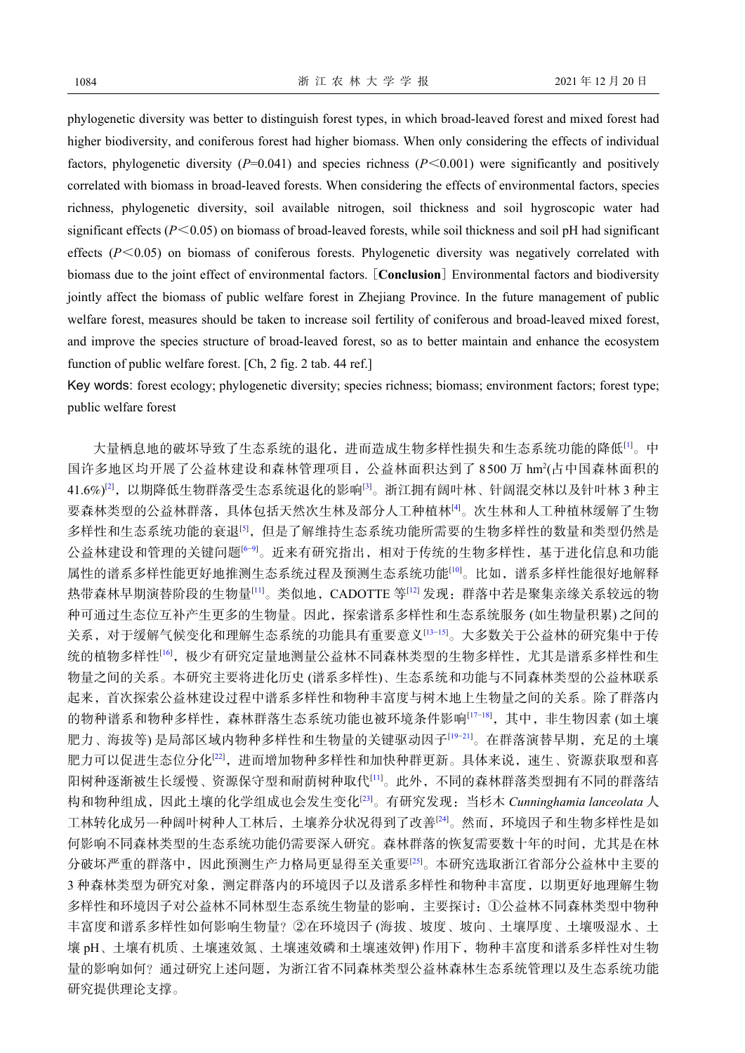phylogenetic diversity was better to distinguish forest types, in which broad-leaved forest and mixed forest had higher biodiversity, and coniferous forest had higher biomass. When only considering the effects of individual factors, phylogenetic diversity ($P$=0.041) and species richness ($P$<0.001) were significantly and positively correlated with biomass in broad-leaved forests. When considering the effects of environmental factors, species richness, phylogenetic diversity, soil available nitrogen, soil thickness and soil hygroscopic water had significant effects ($P$<0.05) on biomass of broad-leaved forests, while soil thickness and soil pH had significant effects ($P$<0.05) on biomass of coniferous forests. Phylogenetic diversity was negatively correlated with biomass due to the joint effect of environmental factors. [**Conclusion**] Environmental factors and biodiversity jointly affect the biomass of public welfare forest in Zhejiang Province. In the future management of public welfare forest, measures should be taken to increase soil fertility of coniferous and broad-leaved mixed forest, and improve the species structure of broad-leaved forest, so as to better maintain and enhance the ecosystem function of public welfare forest. [Ch, 2 fig. 2 tab. 44 ref.]

Key words: forest ecology; phylogenetic diversity; species richness; biomass; environment factors; forest type; public welfare forest

大量栖息地的破坏导致了生态系统的退化，进而造成生物多样性损失和生态系统功能的降低[1]。中国许多地区均开展了公益林建设和森林管理项目，公益林面积达到了 8 500 万 $hm^2$(占中国森林面积的 41.6%)[2]，以期降低生物群落受生态系统退化的影响[3]。浙江拥有阔叶林、针阔混交林以及针叶林 3 种主要森林类型的公益林群落，具体包括天然次生林及部分人工种植林[4]。次生林和人工种植林缓解了生物多样性和生态系统功能的衰退[5]，但是了解维持生态系统功能所需要的生物多样性的数量和类型仍然是公益林建设和管理的关键问题[6−9]。近来有研究指出，相对于传统的生物多样性，基于进化信息和功能属性的谱系多样性能更好地推测生态系统过程及预测生态系统功能[10]。比如，谱系多样性能很好地解释热带森林早期演替阶段的生物量[11]。类似地，CADOTTE 等[12] 发现：群落中若是聚集亲缘关系较远的物种可通过生态位互补产生更多的生物量。因此，探索谱系多样性和生态系统服务 (如生物量积累) 之间的关系，对于缓解气候变化和理解生态系统的功能具有重要意义[13−15]。大多数关于公益林的研究集中于传统的植物多样性[16]，极少有研究定量地测量公益林不同森林类型的生物多样性，尤其是谱系多样性和生物量之间的关系。本研究主要将进化历史 (谱系多样性)、生态系统和功能与不同森林类型的公益林联系起来，首次探索公益林建设过程中谱系多样性和物种丰富度与树木地上生物量之间的关系。除了群落内的物种谱系和物种多样性，森林群落生态系统功能也被环境条件影响[17−18]，其中，非生物因素 (如土壤肥力、海拔等) 是局部区域内物种多样性和生物量的关键驱动因子[19−21]。在群落演替早期，充足的土壤肥力可以促进生态位分化[22]，进而增加物种多样性和加快种群更新。具体来说，速生、资源获取型和喜阳树种逐渐被生长缓慢、资源保守型和耐荫树种取代[11]。此外，不同的森林群落类型拥有不同的群落结构和物种组成，因此土壤的化学组成也会发生变化[23]。有研究发现：当杉木 *Cunninghamia lanceolata* 人工林转化成另一种阔叶树种人工林后，土壤养分状况得到了改善[24]。然而，环境因子和生物多样性是如何影响不同森林类型的生态系统功能仍需要深入研究。森林群落的恢复需要数十年的时间，尤其是在林分破坏严重的群落中，因此预测生产力格局更显得至关重要[25]。本研究选取浙江省部分公益林中主要的 3 种森林类型为研究对象，测定群落内的环境因子以及谱系多样性和物种丰富度，以期更好地理解生物多样性和环境因子对公益林不同林型生态系统生物量的影响，主要探讨：①公益林不同森林类型中物种丰富度和谱系多样性如何影响生物量？②在环境因子 (海拔、坡度、坡向、土壤厚度、土壤吸湿水、土壤 pH、土壤有机质、土壤速效氮、土壤速效磷和土壤速效钾) 作用下，物种丰富度和谱系多样性对生物量的影响如何？通过研究上述问题，为浙江省不同森林类型公益林森林生态系统管理以及生态系统功能研究提供理论支撑。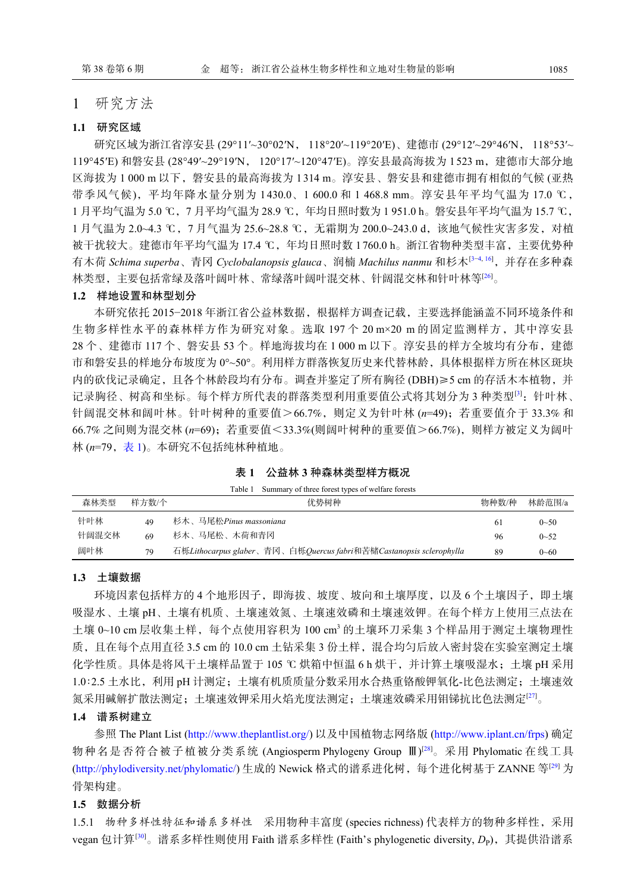# 1　研究方法

## 1.1　研究区域

研究区域为浙江省淳安县 (29°11′~30°02′N， 118°20′~119°20′E)、建德市 (29°12′~29°46′N， 118°53′~119°45′E) 和磐安县 (28°49′~29°19′N， 120°17′~120°47′E)。淳安县最高海拔为 1 523 m，建德市大部分地区海拔为 1 000 m 以下，磐安县的最高海拔为 1 314 m。淳安县、磐安县和建德市拥有相似的气候 (亚热带季风气候)，平均年降水量分别为 1 430.0、1 600.0 和 1 468.8 mm。淳安县年平均气温为 17.0 ℃，1 月平均气温为 5.0 ℃，7 月平均气温为 28.9 ℃，年均日照时数为 1 951.0 h。磐安县年平均气温为 15.7 ℃，1 月气温为 2.0~4.3 ℃，7 月气温为 25.6~28.8 ℃，无霜期为 200.0~243.0 d，该地气候性灾害多发，对植被干扰较大。建德市年平均气温为 17.4 ℃，年均日照时数 1 760.0 h。浙江省物种类型丰富，主要优势种有木荷 *Schima superba*、青冈 *Cyclobalanopsis glauca*、润楠 *Machilus nanmu* 和杉木[3−4, 16]，并存在多种森林类型，主要包括常绿及落叶阔叶林、常绿落叶阔叶混交林、针阔混交林和针叶林等[26]。

## 1.2　样地设置和林型划分

本研究依托 2015−2018 年浙江省公益林数据，根据样方调查记载，主要选择能涵盖不同环境条件和生物多样性水平的森林样方作为研究对象。选取 197 个 20 m×20 m 的固定监测样方，其中淳安县 28 个、建德市 117 个、磐安县 53 个。样地海拔均在 1 000 m 以下。淳安县的样方全坡均有分布，建德市和磐安县的样地分布坡度为 0°~50°。利用样方群落恢复历史来代替林龄，具体根据样方所在林区斑块内的砍伐记录确定，且各个林龄段均有分布。调查并鉴定了所有胸径 (DBH)≥5 cm 的存活木本植物，并记录胸径、树高和坐标。每个样方所代表的群落类型利用重要值公式将其划分为 3 种类型[3]：针叶林、针阔混交林和阔叶林。针叶树种的重要值＞66.7%，则定义为针叶林 ($n$=49)；若重要值介于 33.3% 和 66.7% 之间则为混交林 ($n$=69)；若重要值＜33.3%(则阔叶树种的重要值＞66.7%)，则样方被定义为阔叶林 ($n$=79，表 1)。本研究不包括纯林种植地。

**表 1　公益林 3 种森林类型样方概况**

Table 1　Summary of three forest types of welfare forests

| 森林类型 | 样方数/个 | 优势树种 | 物种数/种 | 林龄范围/a |
|---|---|---|---|---|
| 针叶林 | 49 | 杉木、马尾松*Pinus massoniana* | 61 | 0~50 |
| 针阔混交林 | 69 | 杉木、马尾松、木荷和青冈 | 96 | 0~52 |
| 阔叶林 | 79 | 石栎*Lithocarpus glaber*、青冈、白栎*Quercus fabri*和苦槠*Castanopsis sclerophylla* | 89 | 0~60 |

## 1.3　土壤数据

环境因素包括样方的 4 个地形因子，即海拔、坡度、坡向和土壤厚度，以及 6 个土壤因子，即土壤吸湿水、土壤 pH、土壤有机质、土壤速效氮、土壤速效磷和土壤速效钾。在每个样方上使用三点法在土壤 0~10 cm 层收集土样，每个点使用容积为 100 cm$^3$ 的土壤环刀采集 3 个样品用于测定土壤物理性质，且在每个点用直径 3.5 cm 的 10.0 cm 土钻采集 3 份土样，混合均匀后放入密封袋在实验室测定土壤化学性质。具体是将风干土壤样品置于 105 ℃ 烘箱中恒温 6 h 烘干，并计算土壤吸湿水；土壤 pH 采用 1.0∶2.5 土水比，利用 pH 计测定；土壤有机质质量分数采用水合热重铬酸钾氧化-比色法测定；土壤速效氮采用碱解扩散法测定；土壤速效钾采用火焰光度法测定；土壤速效磷采用钼锑抗比色法测定[27]。

## 1.4　谱系树建立

参照 The Plant List (http://www.theplantlist.org/) 以及中国植物志网络版 (http://www.iplant.cn/frps) 确定物种名是否符合被子植被分类系统 (Angiosperm Phylogeny Group Ⅲ)[28]。采用 Phylomatic 在线工具 (http://phylodiversity.net/phylomatic/) 生成的 Newick 格式的谱系进化树，每个进化树基于 ZANNE 等[29] 为骨架构建。

## 1.5　数据分析

1.5.1　物种多样性特征和谱系多样性　采用物种丰富度 (species richness) 代表样方的物种多样性，采用 vegan 包计算[30]。谱系多样性则使用 Faith 谱系多样性 (Faith’s phylogenetic diversity, $D_P$)，其提供沿谱系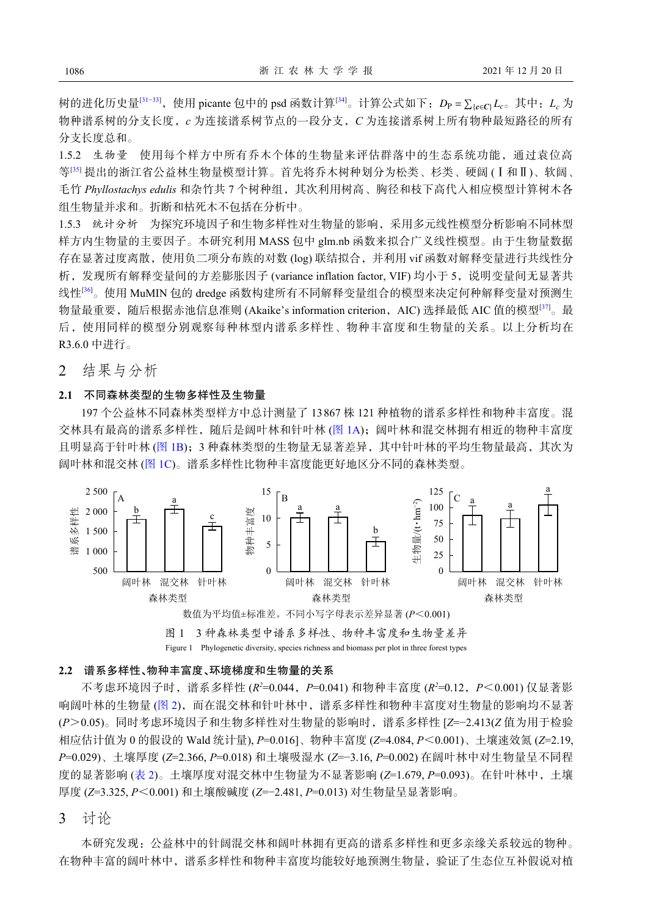树的进化历史量[31−33]，使用 picante 包中的 psd 函数计算[34]。计算公式如下：$D_P = \sum_{\{c\in C\}} L_c$。其中：$L_c$ 为物种谱系树的分支长度，$c$ 为连接谱系树节点的一段分支，$C$ 为连接谱系树上所有物种最短路径的所有分支长度总和。

1.5.2　生物量　使用每个样方中所有乔木个体的生物量来评估群落中的生态系统功能，通过袁位高等[35] 提出的浙江省公益林生物量模型计算。首先将乔木树种划分为松类、杉类、硬阔 (Ⅰ和Ⅱ)、软阔、毛竹 *Phyllostachys edulis* 和杂竹共 7 个树种组，其次利用树高、胸径和枝下高代入相应模型计算树木各组生物量并求和。折断和枯死木不包括在分析中。

1.5.3　统计分析　为探究环境因子和生物多样性对生物量的影响，采用多元线性模型分析影响不同林型样方内生物量的主要因子。本研究利用 MASS 包中 glm.nb 函数来拟合广义线性模型。由于生物量数据存在显著过度离散，使用负二项分布族的对数 (log) 联结拟合，并利用 vif 函数对解释变量进行共线性分析，发现所有解释变量间的方差膨胀因子 (variance inflation factor, VIF) 均小于 5，说明变量间无显著共线性[36]。使用 MuMIN 包的 dredge 函数构建所有不同解释变量组合的模型来决定何种解释变量对预测生物量最重要，随后根据赤池信息准则 (Akaike’s information criterion，AIC) 选择最低 AIC 值的模型[37]。最后，使用同样的模型分别观察每种林型内谱系多样性、物种丰富度和生物量的关系。以上分析均在 R3.6.0 中进行。

# 2　结果与分析

## 2.1　不同森林类型的生物多样性及生物量

197 个公益林不同森林类型样方中总计测量了 13 867 株 121 种植物的谱系多样性和物种丰富度。混交林具有最高的谱系多样性，随后是阔叶林和针叶林 (图 1A)；阔叶林和混交林拥有相近的物种丰富度且明显高于针叶林 (图 1B)；3 种森林类型的生物量无显著差异，其中针叶林的平均生物量最高，其次为阔叶林和混交林 (图 1C)。谱系多样性比物种丰富度能更好地区分不同的森林类型。

数值为平均值±标准差。不同小写字母表示差异显著 ($P$<0.001)

图 1　3 种森林类型中谱系多样性、物种丰富度和生物量差异

Figure 1　Phylogenetic diversity, species richness and biomass per plot in three forest types

## 2.2　谱系多样性、物种丰富度、环境梯度和生物量的关系

不考虑环境因子时，谱系多样性 ($R^2$=0.044，$P$=0.041) 和物种丰富度 ($R^2$=0.12，$P$<0.001) 仅显著影响阔叶林的生物量 (图 2)，而在混交林和针叶林中，谱系多样性和物种丰富度对生物量的影响均不显著 ($P$>0.05)。同时考虑环境因子和生物多样性对生物量的影响时，谱系多样性 [$Z$=−2.413($Z$ 值为用于检验相应估计值为 0 的假设的 Wald 统计量), $P$=0.016]、物种丰富度 ($Z$=4.084, $P$<0.001)、土壤速效氮 ($Z$=2.19, $P$=0.029)、土壤厚度 ($Z$=2.366, $P$=0.018) 和土壤吸湿水 ($Z$=−3.16, $P$=0.002) 在阔叶林中对生物量呈不同程度的显著影响 (表 2)。土壤厚度对混交林中生物量为不显著影响 ($Z$=1.679, $P$=0.093)。在针叶林中，土壤厚度 ($Z$=3.325, $P$<0.001) 和土壤酸碱度 ($Z$=−2.481, $P$=0.013) 对生物量呈显著影响。

# 3　讨论

本研究发现：公益林中的针阔混交林和阔叶林拥有更高的谱系多样性和更多亲缘关系较远的物种。在物种丰富的阔叶林中，谱系多样性和物种丰富度均能较好地预测生物量，验证了生态位互补假说对植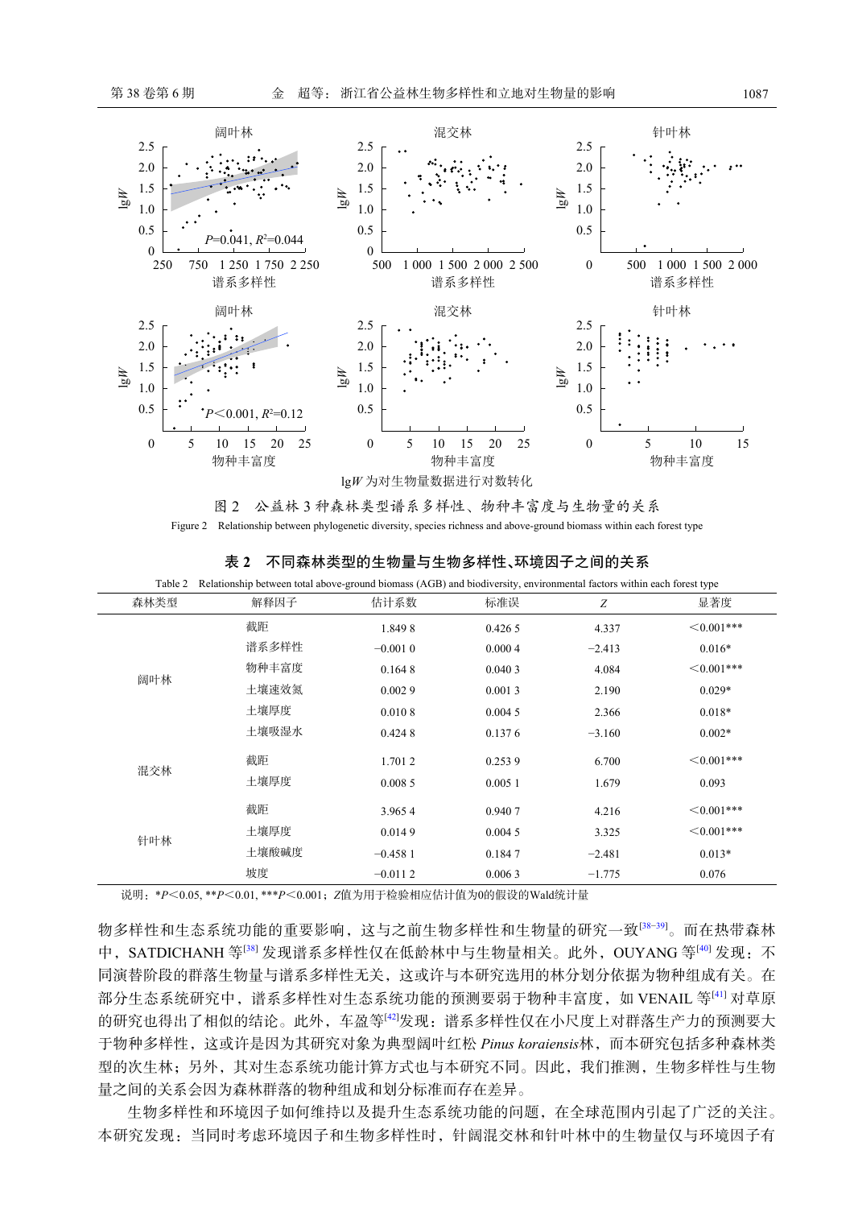图 2　公益林 3 种森林类型谱系多样性、物种丰富度与生物量的关系

Figure 2　Relationship between phylogenetic diversity, species richness and above-ground biomass within each forest type

**表 2　不同森林类型的生物量与生物多样性、环境因子之间的关系**

Table 2　Relationship between total above-ground biomass (AGB) and biodiversity, environmental factors within each forest type

| 森林类型 | 解释因子 | 估计系数 | 标准误 | Z | 显著度 |
|---|---|---|---|---|---|
| 阔叶林 | 截距 | 1.849 8 | 0.426 5 | 4.337 | <0.001*** |
| | 谱系多样性 | −0.001 0 | 0.000 4 | −2.413 | 0.016* |
| | 物种丰富度 | 0.164 8 | 0.040 3 | 4.084 | <0.001*** |
| | 土壤速效氮 | 0.002 9 | 0.001 3 | 2.190 | 0.029* |
| | 土壤厚度 | 0.010 8 | 0.004 5 | 2.366 | 0.018* |
| | 土壤吸湿水 | 0.424 8 | 0.137 6 | −3.160 | 0.002* |
| 混交林 | 截距 | 1.701 2 | 0.253 9 | 6.700 | <0.001*** |
| | 土壤厚度 | 0.008 5 | 0.005 1 | 1.679 | 0.093 |
| 针叶林 | 截距 | 3.965 4 | 0.940 7 | 4.216 | <0.001*** |
| | 土壤厚度 | 0.014 9 | 0.004 5 | 3.325 | <0.001*** |
| | 土壤酸碱度 | −0.458 1 | 0.184 7 | −2.481 | 0.013* |
| | 坡度 | −0.011 2 | 0.006 3 | −1.775 | 0.076 |

说明：$*P<0.05$, $**P<0.01$, $***P<0.001$；$Z$值为用于检验相应估计值为0的假设的Wald统计量

物多样性和生态系统功能的重要影响，这与之前生物多样性和生物量的研究一致[38−39]。而在热带森林中，SATDICHANH 等[38] 发现谱系多样性仅在低龄林中与生物量相关。此外，OUYANG 等[40] 发现：不同演替阶段的群落生物量与谱系多样性无关，这或许与本研究选用的林分划分依据为物种组成有关。在部分生态系统研究中，谱系多样性对生态系统功能的预测要弱于物种丰富度，如 VENAIL 等[41] 对草原的研究也得出了相似的结论。此外，车盈等[42]发现：谱系多样性仅在小尺度上对群落生产力的预测要大于物种多样性，这或许是因为其研究对象为典型阔叶红松 *Pinus koraiensis*林，而本研究包括多种森林类型的次生林；另外，其对生态系统功能计算方式也与本研究不同。因此，我们推测，生物多样性与生物量之间的关系会因为森林群落的物种组成和划分标准而存在差异。

生物多样性和环境因子如何维持以及提升生态系统功能的问题，在全球范围内引起了广泛的关注。本研究发现：当同时考虑环境因子和生物多样性时，针阔混交林和针叶林中的生物量仅与环境因子有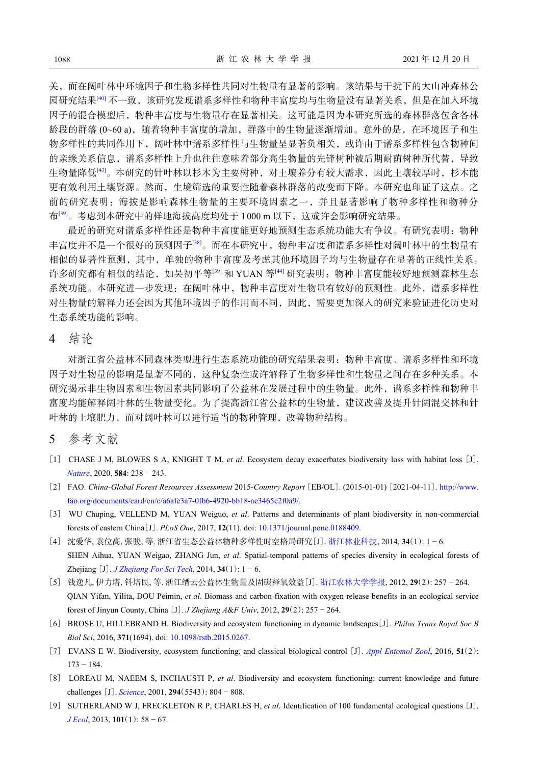关，而在阔叶林中环境因子和生物多样性共同对生物量有显著的影响。该结果与干扰下的大山冲森林公园研究结果[40] 不一致，该研究发现谱系多样性和物种丰富度均与生物量没有显著关系，但是在加入环境因子的混合模型后，物种丰富度与生物量存在显著相关。这可能是因为本研究所选的森林群落包含各林龄段的群落 (0~60 a)，随着物种丰富度的增加，群落中的生物量逐渐增加。意外的是，在环境因子和生物多样性的共同作用下，阔叶林中谱系多样性与生物量呈显著负相关，或许由于谱系多样性包含物种间的亲缘关系信息，谱系多样性上升也往往意味着部分高生物量的先锋树种被后期耐荫树种所代替，导致生物量降低[43]。本研究的针叶林以杉木为主要树种，对土壤养分有较大需求，因此土壤较厚时，杉木能更有效利用土壤资源。然而，生境筛选的重要性随着森林群落的改变而下降。本研究也印证了这点。之前的研究表明：海拔是影响森林生物量的主要环境因素之一，并且显著影响了物种多样性和物种分布[39]。考虑到本研究中的样地海拔高度均处于 1 000 m 以下，这或许会影响研究结果。

最近的研究对谱系多样性还是物种丰富度能更好地预测生态系统功能大有争议。有研究表明：物种丰富度并不是一个很好的预测因子[38]。而在本研究中，物种丰富度和谱系多样性对阔叶林中的生物量有相似的显著性预测，其中，单独的物种丰富度及考虑其他环境因子均与生物量存在显著的正线性关系。许多研究都有相似的结论，如吴初平等[39] 和 YUAN 等[44] 研究表明：物种丰富度能较好地预测森林生态系统功能。本研究进一步发现：在阔叶林中，物种丰富度对生物量有较好的预测性。此外，谱系多样性对生物量的解释力还会因为其他环境因子的作用而不同，因此，需要更加深入的研究来验证进化历史对生态系统功能的影响。

## 4 结论

对浙江省公益林不同森林类型进行生态系统功能的研究结果表明：物种丰富度、谱系多样性和环境因子对生物量的影响是显著不同的，这种复杂性或许解释了生物多样性和生物量之间存在多种关系。本研究揭示非生物因素和生物因素共同影响了公益林在发展过程中的生物量。此外，谱系多样性和物种丰富度均能解释阔叶林的生物量变化。为了提高浙江省公益林的生物量，建议改善及提升针阔混交林和针叶林的土壤肥力，而对阔叶林可以进行适当的物种管理，改善物种结构。

## 5 参考文献

[1] CHASE J M, BLOWES S A, KNIGHT T M, *et al*. Ecosystem decay exacerbates biodiversity loss with habitat loss [J]. *Nature*, 2020, **584**: 238 − 243.

[2] FAO. *China-Global Forest Resources Assessment* 2015-*Country Report* [EB/OL]. (2015-01-01) [2021-04-11]. http://www.fao.org/documents/card/en/c/a6afe3a7-0fb6-4920-bb18-ae3465c2f0a9/.

[3] WU Chuping, VELLEND M, YUAN Weiguo, *et al*. Patterns and determinants of plant biodiversity in non-commercial forests of eastern China [J]. *PLoS One*, 2017, **12**(11). doi: 10.1371/journal.pone.0188409.

[4] 沈爱华, 袁位高, 张骏, 等. 浙江省生态公益林物种多样性时空格局研究 [J]. 浙江林业科技, 2014, **34**(1): 1 − 6.
SHEN Aihua, YUAN Weigao, ZHANG Jun, *et al*. Spatial-temporal patterns of species diversity in ecological forests of Zhejiang [J]. *J Zhejiang For Sci Tech*, 2014, **34**(1): 1 − 6.

[5] 钱逸凡, 伊力塔, 钭培民, 等. 浙江缙云公益林生物量及固碳释氧效益 [J]. 浙江农林大学学报, 2012, **29**(2): 257 − 264.
QIAN Yifan, Yilita, DOU Peimin, *et al*. Biomass and carbon fixation with oxygen release benefits in an ecological service forest of Jinyun County, China [J]. *J Zhejiang A&F Univ*, 2012, **29**(2): 257 − 264.

[6] BROSE U, HILLEBRAND H. Biodiversity and ecosystem functioning in dynamic landscapes [J]. *Philos Trans Royal Soc B Biol Sci*, 2016, **371**(1694). doi: 10.1098/rstb.2015.0267.

[7] EVANS E W. Biodiversity, ecosystem functioning, and classical biological control [J]. *Appl Entomol Zool*, 2016, **51**(2): 173 − 184.

[8] LOREAU M, NAEEM S, INCHAUSTI P, *et al*. Biodiversity and ecosystem functioning: current knowledge and future challenges [J]. *Science*, 2001, **294**(5543): 804 − 808.

[9] SUTHERLAND W J, FRECKLETON R P, CHARLES H, *et al*. Identification of 100 fundamental ecological questions [J]. *J Ecol*, 2013, **101**(1): 58 − 67.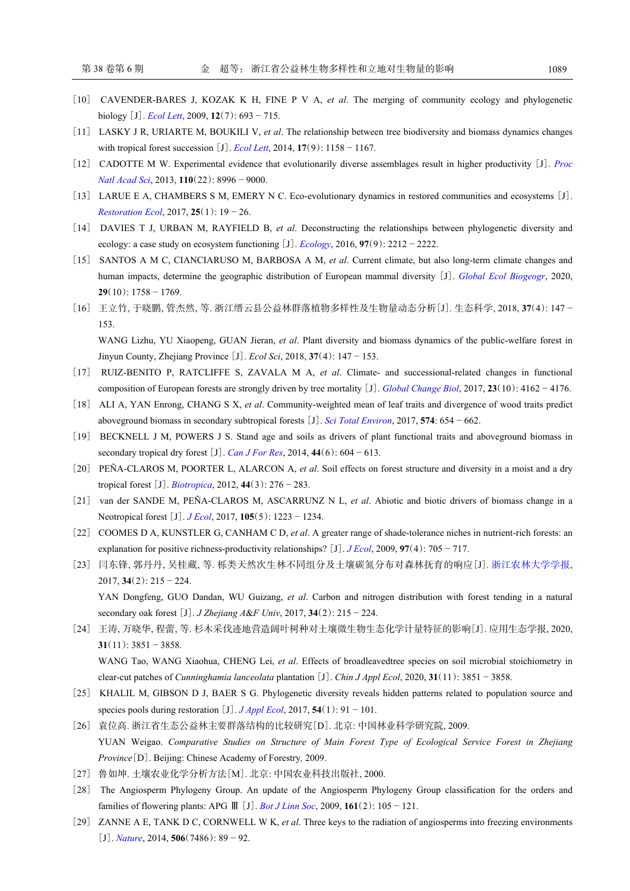[10] CAVENDER-BARES J, KOZAK K H, FINE P V A, *et al*. The merging of community ecology and phylogenetic biology [J]. *Ecol Lett*, 2009, **12**(7): 693 − 715.

[11] LASKY J R, URIARTE M, BOUKILI V, *et al*. The relationship between tree biodiversity and biomass dynamics changes with tropical forest succession [J]. *Ecol Lett*, 2014, **17**(9): 1158 − 1167.

[12] CADOTTE M W. Experimental evidence that evolutionarily diverse assemblages result in higher productivity [J]. *Proc Natl Acad Sci*, 2013, **110**(22): 8996 − 9000.

[13] LARUE E A, CHAMBERS S M, EMERY N C. Eco-evolutionary dynamics in restored communities and ecosystems [J]. *Restoration Ecol*, 2017, **25**(1): 19 − 26.

[14] DAVIES T J, URBAN M, RAYFIELD B, *et al*. Deconstructing the relationships between phylogenetic diversity and ecology: a case study on ecosystem functioning [J]. *Ecology*, 2016, **97**(9): 2212 − 2222.

[15] SANTOS A M C, CIANCIARUSO M, BARBOSA A M, *et al*. Current climate, but also long-term climate changes and human impacts, determine the geographic distribution of European mammal diversity [J]. *Global Ecol Biogeogr*, 2020, **29**(10): 1758 − 1769.

[16] 王立竹, 于晓鹏, 管杰然, 等. 浙江缙云县公益林群落植物多样性及生物量动态分析[J]. 生态科学, 2018, **37**(4): 147 − 153.
WANG Lizhu, YU Xiaopeng, GUAN Jieran, *et al*. Plant diversity and biomass dynamics of the public-welfare forest in Jinyun County, Zhejiang Province [J]. *Ecol Sci*, 2018, **37**(4): 147 − 153.

[17] RUIZ-BENITO P, RATCLIFFE S, ZAVALA M A, *et al*. Climate- and successional-related changes in functional composition of European forests are strongly driven by tree mortality [J]. *Global Change Biol*, 2017, **23**(10): 4162 − 4176.

[18] ALI A, YAN Enrong, CHANG S X, *et al*. Community-weighted mean of leaf traits and divergence of wood traits predict aboveground biomass in secondary subtropical forests [J]. *Sci Total Environ*, 2017, **574**: 654 − 662.

[19] BECKNELL J M, POWERS J S. Stand age and soils as drivers of plant functional traits and aboveground biomass in secondary tropical dry forest [J]. *Can J For Res*, 2014, **44**(6): 604 − 613.

[20] PEÑA-CLAROS M, POORTER L, ALARCON A, *et al*. Soil effects on forest structure and diversity in a moist and a dry tropical forest [J]. *Biotropica*, 2012, **44**(3): 276 − 283.

[21] van der SANDE M, PEÑA-CLAROS M, ASCARRUNZ N L, *et al*. Abiotic and biotic drivers of biomass change in a Neotropical forest [J]. *J Ecol*, 2017, **105**(5): 1223 − 1234.

[22] COOMES D A, KUNSTLER G, CANHAM C D, *et al*. A greater range of shade-tolerance niches in nutrient-rich forests: an explanation for positive richness-productivity relationships? [J]. *J Ecol*, 2009, **97**(4): 705 − 717.

[23] 闫东锋, 郭丹丹, 吴桂藏, 等. 栎类天然次生林不同组分及土壤碳氮分布对森林抚育的响应[J]. 浙江农林大学学报, 2017, **34**(2): 215 − 224.
YAN Dongfeng, GUO Dandan, WU Guizang, *et al*. Carbon and nitrogen distribution with forest tending in a natural secondary oak forest [J]. *J Zhejiang A&F Univ*, 2017, **34**(2): 215 − 224.

[24] 王涛, 万晓华, 程蕾, 等. 杉木采伐迹地营造阔叶树种对土壤微生物生态化学计量特征的影响[J]. 应用生态学报, 2020, **31**(11): 3851 − 3858.
WANG Tao, WANG Xiaohua, CHENG Lei, *et al*. Effects of broadleavedtree species on soil microbial stoichiometry in clear-cut patches of *Cunninghamia lanceolata* plantation [J]. *Chin J Appl Ecol*, 2020, **31**(11): 3851 − 3858.

[25] KHALIL M, GIBSON D J, BAER S G. Phylogenetic diversity reveals hidden patterns related to population source and species pools during restoration [J]. *J Appl Ecol*, 2017, **54**(1): 91 − 101.

[26] 袁位高. 浙江省生态公益林主要群落结构的比较研究[D]. 北京: 中国林业科学研究院, 2009.
YUAN Weigao. *Comparative Studies on Structure of Main Forest Type of Ecological Service Forest in Zhejiang Province*[D]. Beijing: Chinese Academy of Forestry, 2009.

[27] 鲁如坤. 土壤农业化学分析方法[M]. 北京: 中国农业科技出版社, 2000.

[28] The Angiosperm Phylogeny Group. An update of the Angiosperm Phylogeny Group classification for the orders and families of flowering plants: APG Ⅲ [J]. *Bot J Linn Soc*, 2009, **161**(2): 105 − 121.

[29] ZANNE A E, TANK D C, CORNWELL W K, *et al*. Three keys to the radiation of angiosperms into freezing environments [J]. *Nature*, 2014, **506**(7486): 89 − 92.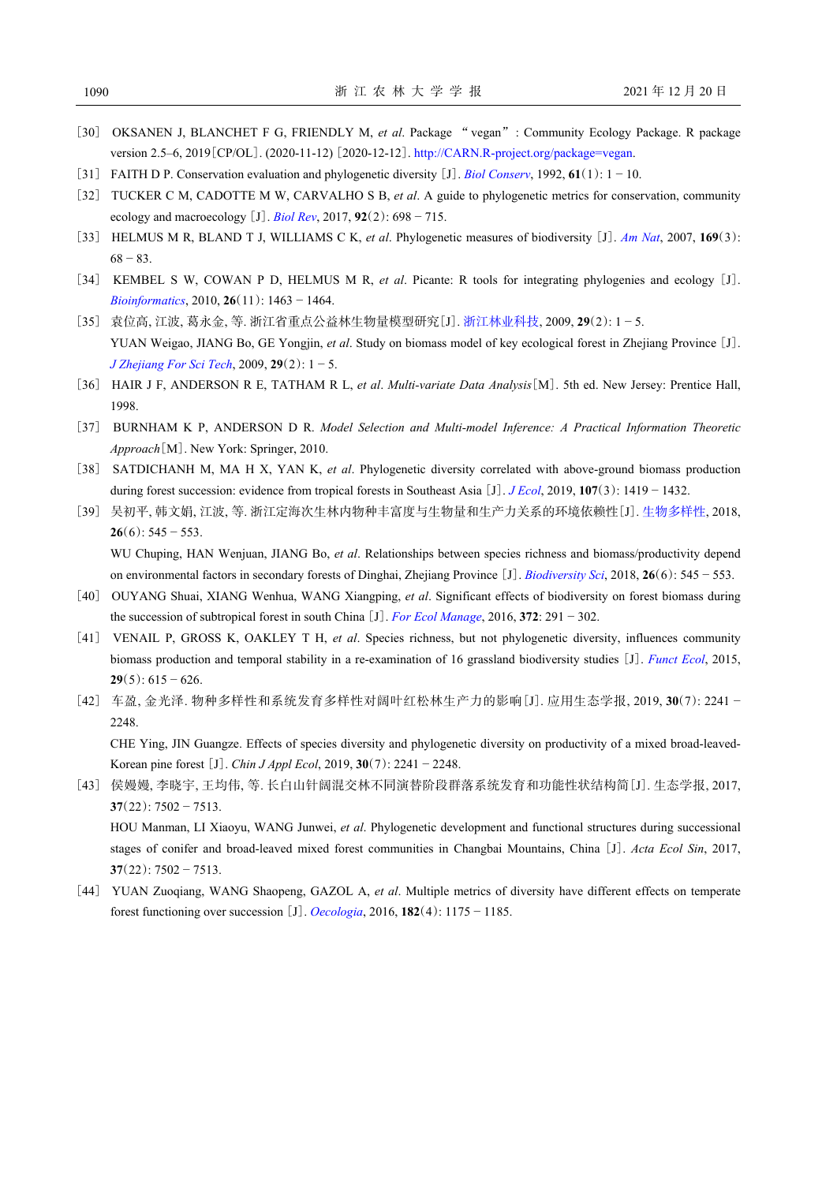[30] OKSANEN J, BLANCHET F G, FRIENDLY M, *et al*. Package "vegan": Community Ecology Package. R package version 2.5–6, 2019[CP/OL]. (2020-11-12) [2020-12-12]. http://CARN.R-project.org/package=vegan.

[31] FAITH D P. Conservation evaluation and phylogenetic diversity [J]. *Biol Conserv*, 1992, **61**(1): 1 − 10.

[32] TUCKER C M, CADOTTE M W, CARVALHO S B, *et al*. A guide to phylogenetic metrics for conservation, community ecology and macroecology [J]. *Biol Rev*, 2017, **92**(2): 698 − 715.

[33] HELMUS M R, BLAND T J, WILLIAMS C K, *et al*. Phylogenetic measures of biodiversity [J]. *Am Nat*, 2007, **169**(3): 68 − 83.

[34] KEMBEL S W, COWAN P D, HELMUS M R, *et al*. Picante: R tools for integrating phylogenies and ecology [J]. *Bioinformatics*, 2010, **26**(11): 1463 − 1464.

[35] 袁位高, 江波, 葛永金, 等. 浙江省重点公益林生物量模型研究[J]. 浙江林业科技, 2009, **29**(2): 1 − 5.
YUAN Weigao, JIANG Bo, GE Yongjin, *et al*. Study on biomass model of key ecological forest in Zhejiang Province [J]. *J Zhejiang For Sci Tech*, 2009, **29**(2): 1 − 5.

[36] HAIR J F, ANDERSON R E, TATHAM R L, *et al*. *Multi-variate Data Analysis*[M]. 5th ed. New Jersey: Prentice Hall, 1998.

[37] BURNHAM K P, ANDERSON D R. *Model Selection and Multi-model Inference: A Practical Information Theoretic Approach*[M]. New York: Springer, 2010.

[38] SATDICHANH M, MA H X, YAN K, *et al*. Phylogenetic diversity correlated with above-ground biomass production during forest succession: evidence from tropical forests in Southeast Asia [J]. *J Ecol*, 2019, **107**(3): 1419 − 1432.

[39] 吴初平, 韩文娟, 江波, 等. 浙江定海次生林内物种丰富度与生物量和生产力关系的环境依赖性[J]. 生物多样性, 2018, **26**(6): 545 − 553.
WU Chuping, HAN Wenjuan, JIANG Bo, *et al*. Relationships between species richness and biomass/productivity depend on environmental factors in secondary forests of Dinghai, Zhejiang Province [J]. *Biodiversity Sci*, 2018, **26**(6): 545 − 553.

[40] OUYANG Shuai, XIANG Wenhua, WANG Xiangping, *et al*. Significant effects of biodiversity on forest biomass during the succession of subtropical forest in south China [J]. *For Ecol Manage*, 2016, **372**: 291 − 302.

[41] VENAIL P, GROSS K, OAKLEY T H, *et al*. Species richness, but not phylogenetic diversity, influences community biomass production and temporal stability in a re-examination of 16 grassland biodiversity studies [J]. *Funct Ecol*, 2015, **29**(5): 615 − 626.

[42] 车盈, 金光泽. 物种多样性和系统发育多样性对阔叶红松林生产力的影响[J]. 应用生态学报, 2019, **30**(7): 2241 − 2248.
CHE Ying, JIN Guangze. Effects of species diversity and phylogenetic diversity on productivity of a mixed broad-leaved-Korean pine forest [J]. *Chin J Appl Ecol*, 2019, **30**(7): 2241 − 2248.

[43] 侯嫚嫚, 李晓宇, 王均伟, 等. 长白山针阔混交林不同演替阶段群落系统发育和功能性状结构简[J]. 生态学报, 2017, **37**(22): 7502 − 7513.
HOU Manman, LI Xiaoyu, WANG Junwei, *et al*. Phylogenetic development and functional structures during successional stages of conifer and broad-leaved mixed forest communities in Changbai Mountains, China [J]. *Acta Ecol Sin*, 2017, **37**(22): 7502 − 7513.

[44] YUAN Zuoqiang, WANG Shaopeng, GAZOL A, *et al*. Multiple metrics of diversity have different effects on temperate forest functioning over succession [J]. *Oecologia*, 2016, **182**(4): 1175 − 1185.